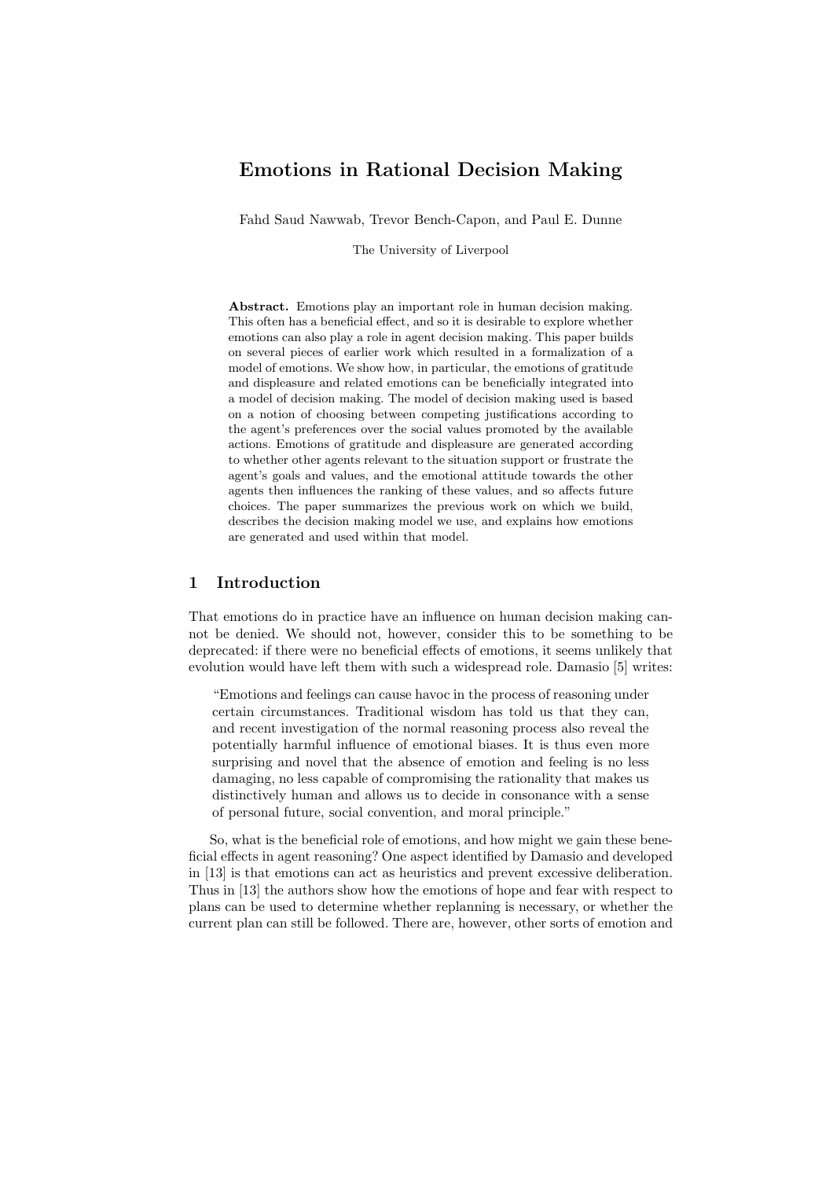# Emotions in Rational Decision Making

Fahd Saud Nawwab, Trevor Bench-Capon, and Paul E. Dunne

The University of Liverpool

**Abstract.** Emotions play an important role in human decision making. This often has a beneficial effect, and so it is desirable to explore whether emotions can also play a role in agent decision making. This paper builds on several pieces of earlier work which resulted in a formalization of a model of emotions. We show how, in particular, the emotions of gratitude and displeasure and related emotions can be beneficially integrated into a model of decision making. The model of decision making used is based on a notion of choosing between competing justifications according to the agent's preferences over the social values promoted by the available actions. Emotions of gratitude and displeasure are generated according to whether other agents relevant to the situation support or frustrate the agent's goals and values, and the emotional attitude towards the other agents then influences the ranking of these values, and so affects future choices. The paper summarizes the previous work on which we build, describes the decision making model we use, and explains how emotions are generated and used within that model.

## 1 Introduction

That emotions do in practice have an influence on human decision making cannot be denied. We should not, however, consider this to be something to be deprecated: if there were no beneficial effects of emotions, it seems unlikely that evolution would have left them with such a widespread role. Damasio [5] writes:

> "Emotions and feelings can cause havoc in the process of reasoning under certain circumstances. Traditional wisdom has told us that they can, and recent investigation of the normal reasoning process also reveal the potentially harmful influence of emotional biases. It is thus even more surprising and novel that the absence of emotion and feeling is no less damaging, no less capable of compromising the rationality that makes us distinctively human and allows us to decide in consonance with a sense of personal future, social convention, and moral principle."

So, what is the beneficial role of emotions, and how might we gain these beneficial effects in agent reasoning? One aspect identified by Damasio and developed in [13] is that emotions can act as heuristics and prevent excessive deliberation. Thus in [13] the authors show how the emotions of hope and fear with respect to plans can be used to determine whether replanning is necessary, or whether the current plan can still be followed. There are, however, other sorts of emotion and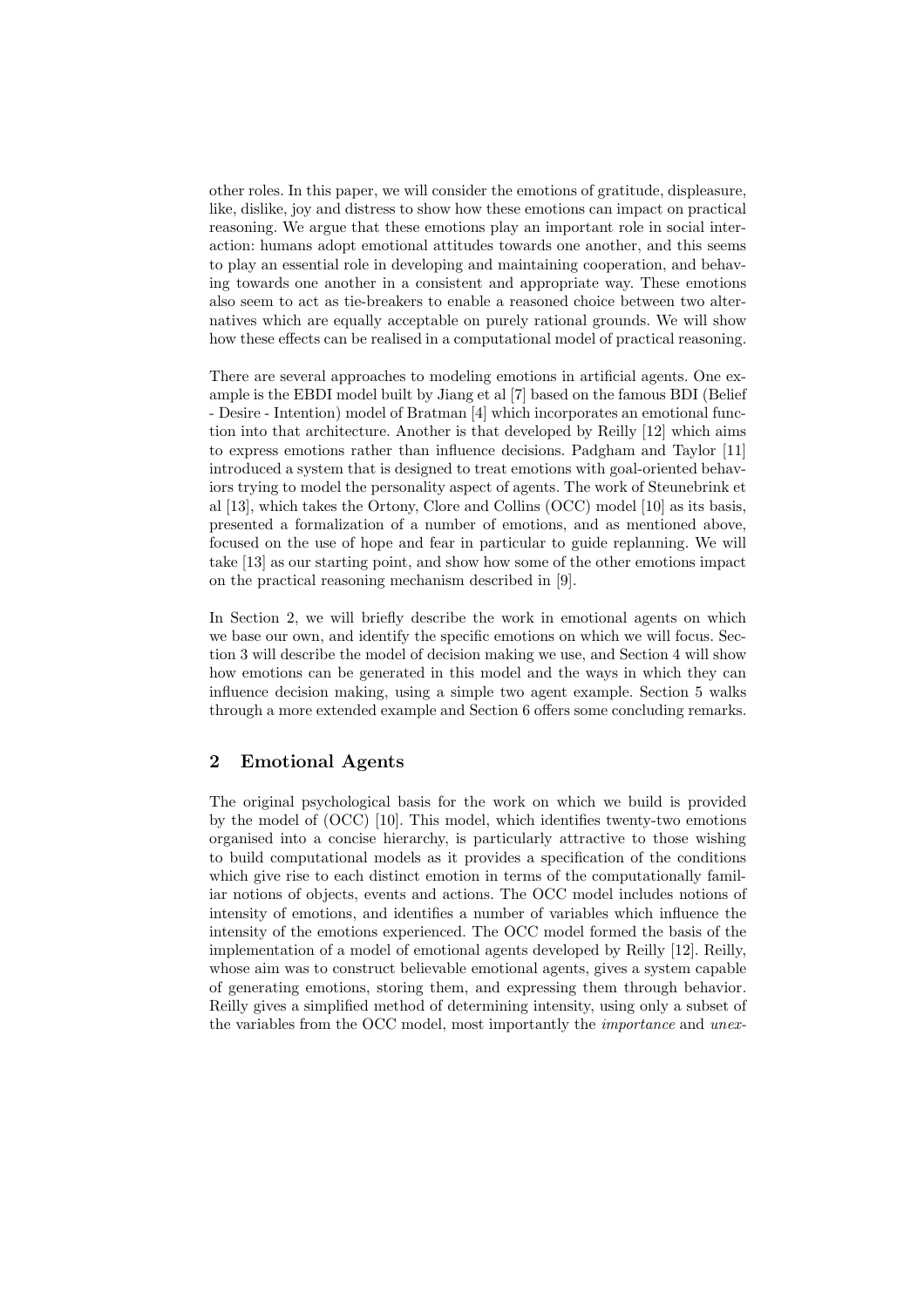other roles. In this paper, we will consider the emotions of gratitude, displeasure, like, dislike, joy and distress to show how these emotions can impact on practical reasoning. We argue that these emotions play an important role in social interaction: humans adopt emotional attitudes towards one another, and this seems to play an essential role in developing and maintaining cooperation, and behaving towards one another in a consistent and appropriate way. These emotions also seem to act as tie-breakers to enable a reasoned choice between two alternatives which are equally acceptable on purely rational grounds. We will show how these effects can be realised in a computational model of practical reasoning.

There are several approaches to modeling emotions in artificial agents. One example is the EBDI model built by Jiang et al [7] based on the famous BDI (Belief - Desire - Intention) model of Bratman [4] which incorporates an emotional function into that architecture. Another is that developed by Reilly [12] which aims to express emotions rather than influence decisions. Padgham and Taylor [11] introduced a system that is designed to treat emotions with goal-oriented behaviors trying to model the personality aspect of agents. The work of Steunebrink et al [13], which takes the Ortony, Clore and Collins (OCC) model [10] as its basis, presented a formalization of a number of emotions, and as mentioned above, focused on the use of hope and fear in particular to guide replanning. We will take [13] as our starting point, and show how some of the other emotions impact on the practical reasoning mechanism described in [9].

In Section 2, we will briefly describe the work in emotional agents on which we base our own, and identify the specific emotions on which we will focus. Section 3 will describe the model of decision making we use, and Section 4 will show how emotions can be generated in this model and the ways in which they can influence decision making, using a simple two agent example. Section 5 walks through a more extended example and Section 6 offers some concluding remarks.

## 2 Emotional Agents

The original psychological basis for the work on which we build is provided by the model of (OCC) [10]. This model, which identifies twenty-two emotions organised into a concise hierarchy, is particularly attractive to those wishing to build computational models as it provides a specification of the conditions which give rise to each distinct emotion in terms of the computationally familiar notions of objects, events and actions. The OCC model includes notions of intensity of emotions, and identifies a number of variables which influence the intensity of the emotions experienced. The OCC model formed the basis of the implementation of a model of emotional agents developed by Reilly [12]. Reilly, whose aim was to construct believable emotional agents, gives a system capable of generating emotions, storing them, and expressing them through behavior. Reilly gives a simplified method of determining intensity, using only a subset of the variables from the OCC model, most importantly the *importance* and *unex-*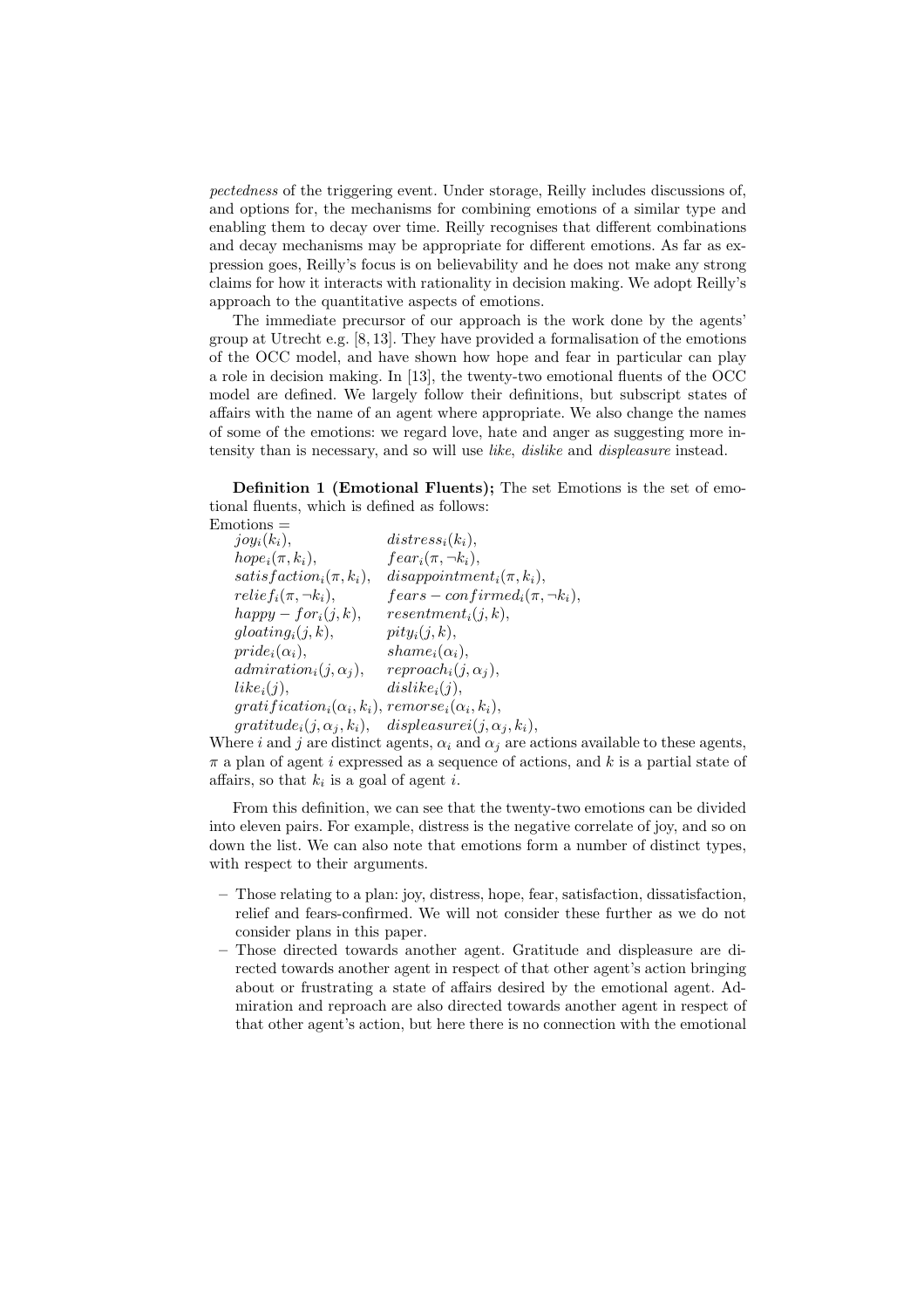*pectedness* of the triggering event. Under storage, Reilly includes discussions of, and options for, the mechanisms for combining emotions of a similar type and enabling them to decay over time. Reilly recognises that different combinations and decay mechanisms may be appropriate for different emotions. As far as expression goes, Reilly's focus is on believability and he does not make any strong claims for how it interacts with rationality in decision making. We adopt Reilly's approach to the quantitative aspects of emotions.

The immediate precursor of our approach is the work done by the agents' group at Utrecht e.g. [8, 13]. They have provided a formalisation of the emotions of the OCC model, and have shown how hope and fear in particular can play a role in decision making. In [13], the twenty-two emotional fluents of the OCC model are defined. We largely follow their definitions, but subscript states of affairs with the name of an agent where appropriate. We also change the names of some of the emotions: we regard love, hate and anger as suggesting more intensity than is necessary, and so will use *like*, *dislike* and *displeasure* instead.

**Definition 1 (Emotional Fluents);** The set Emotions is the set of emotional fluents, which is defined as follows:

Emotions =

$joy_i(k_i)$, $distress_i(k_i)$,
$hope_i(\pi, k_i)$, $fear_i(\pi, \neg k_i)$,
$satisfaction_i(\pi, k_i)$, $disappointment_i(\pi, k_i)$,
$relief_i(\pi, \neg k_i)$, $fears-confirmed_i(\pi, \neg k_i)$,
$happy-for_i(j, k)$, $resentment_i(j, k)$,
$gloating_i(j, k)$, $pity_i(j, k)$,
$pride_i(\alpha_i)$, $shame_i(\alpha_i)$,
$admiration_i(j, \alpha_j)$, $reproach_i(j, \alpha_j)$,
$like_i(j)$, $dislike_i(j)$,
$gratification_i(\alpha_i, k_i)$, $remorse_i(\alpha_i, k_i)$,
$gratitude_i(j, \alpha_j, k_i)$, $displeasurei(j, \alpha_j, k_i)$,

Where $i$ and $j$ are distinct agents, $\alpha_i$ and $\alpha_j$ are actions available to these agents, $\pi$ a plan of agent $i$ expressed as a sequence of actions, and $k$ is a partial state of affairs, so that $k_i$ is a goal of agent $i$.

From this definition, we can see that the twenty-two emotions can be divided into eleven pairs. For example, distress is the negative correlate of joy, and so on down the list. We can also note that emotions form a number of distinct types, with respect to their arguments.

- Those relating to a plan: joy, distress, hope, fear, satisfaction, dissatisfaction, relief and fears-confirmed. We will not consider these further as we do not consider plans in this paper.
- Those directed towards another agent. Gratitude and displeasure are directed towards another agent in respect of that other agent's action bringing about or frustrating a state of affairs desired by the emotional agent. Admiration and reproach are also directed towards another agent in respect of that other agent's action, but here there is no connection with the emotional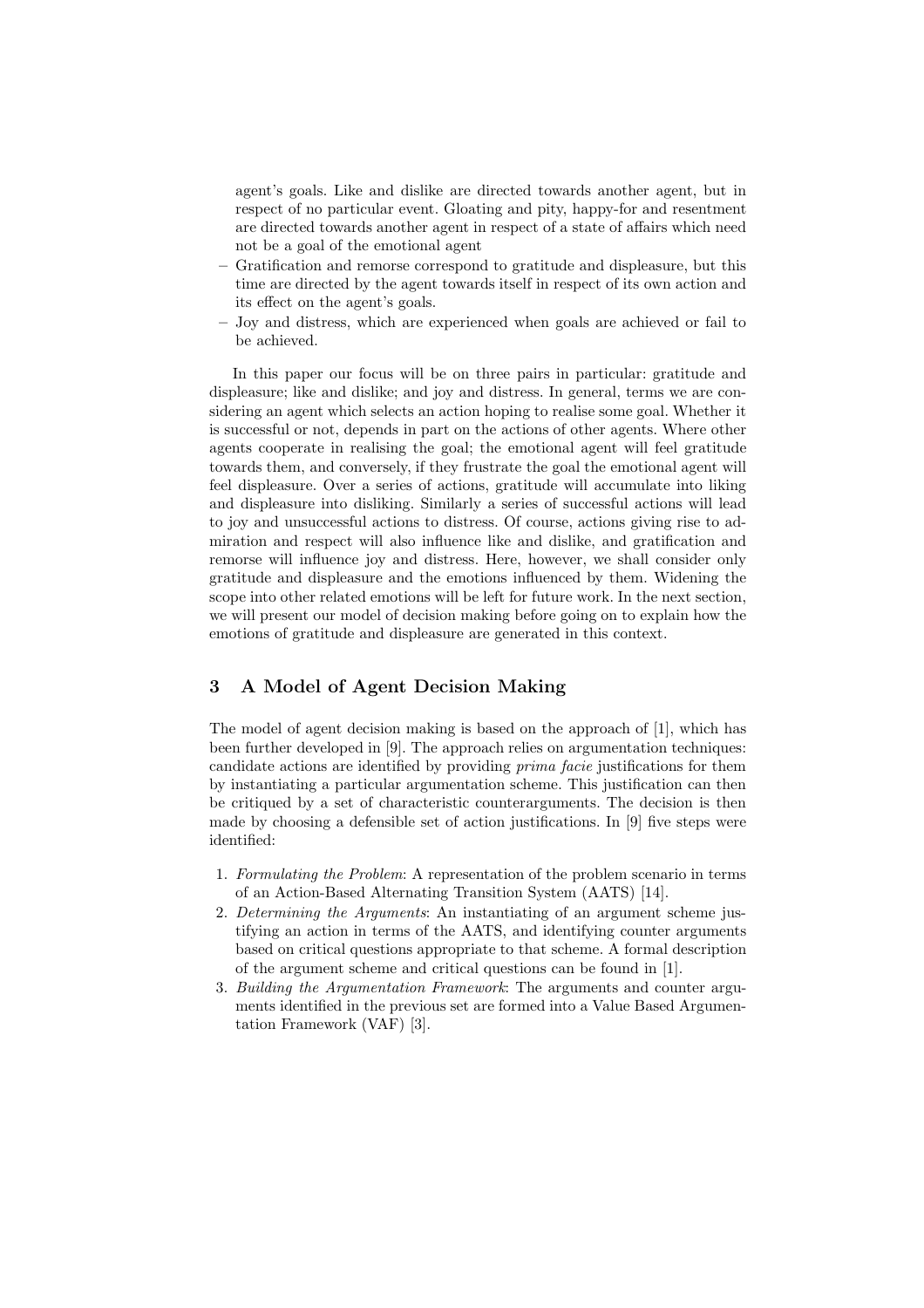agent's goals. Like and dislike are directed towards another agent, but in respect of no particular event. Gloating and pity, happy-for and resentment are directed towards another agent in respect of a state of affairs which need not be a goal of the emotional agent

- Gratification and remorse correspond to gratitude and displeasure, but this time are directed by the agent towards itself in respect of its own action and its effect on the agent's goals.
- Joy and distress, which are experienced when goals are achieved or fail to be achieved.

In this paper our focus will be on three pairs in particular: gratitude and displeasure; like and dislike; and joy and distress. In general, terms we are considering an agent which selects an action hoping to realise some goal. Whether it is successful or not, depends in part on the actions of other agents. Where other agents cooperate in realising the goal; the emotional agent will feel gratitude towards them, and conversely, if they frustrate the goal the emotional agent will feel displeasure. Over a series of actions, gratitude will accumulate into liking and displeasure into disliking. Similarly a series of successful actions will lead to joy and unsuccessful actions to distress. Of course, actions giving rise to admiration and respect will also influence like and dislike, and gratification and remorse will influence joy and distress. Here, however, we shall consider only gratitude and displeasure and the emotions influenced by them. Widening the scope into other related emotions will be left for future work. In the next section, we will present our model of decision making before going on to explain how the emotions of gratitude and displeasure are generated in this context.

## 3 A Model of Agent Decision Making

The model of agent decision making is based on the approach of [1], which has been further developed in [9]. The approach relies on argumentation techniques: candidate actions are identified by providing *prima facie* justifications for them by instantiating a particular argumentation scheme. This justification can then be critiqued by a set of characteristic counterarguments. The decision is then made by choosing a defensible set of action justifications. In [9] five steps were identified:

1. *Formulating the Problem*: A representation of the problem scenario in terms of an Action-Based Alternating Transition System (AATS) [14].
2. *Determining the Arguments*: An instantiating of an argument scheme justifying an action in terms of the AATS, and identifying counter arguments based on critical questions appropriate to that scheme. A formal description of the argument scheme and critical questions can be found in [1].
3. *Building the Argumentation Framework*: The arguments and counter arguments identified in the previous set are formed into a Value Based Argumentation Framework (VAF) [3].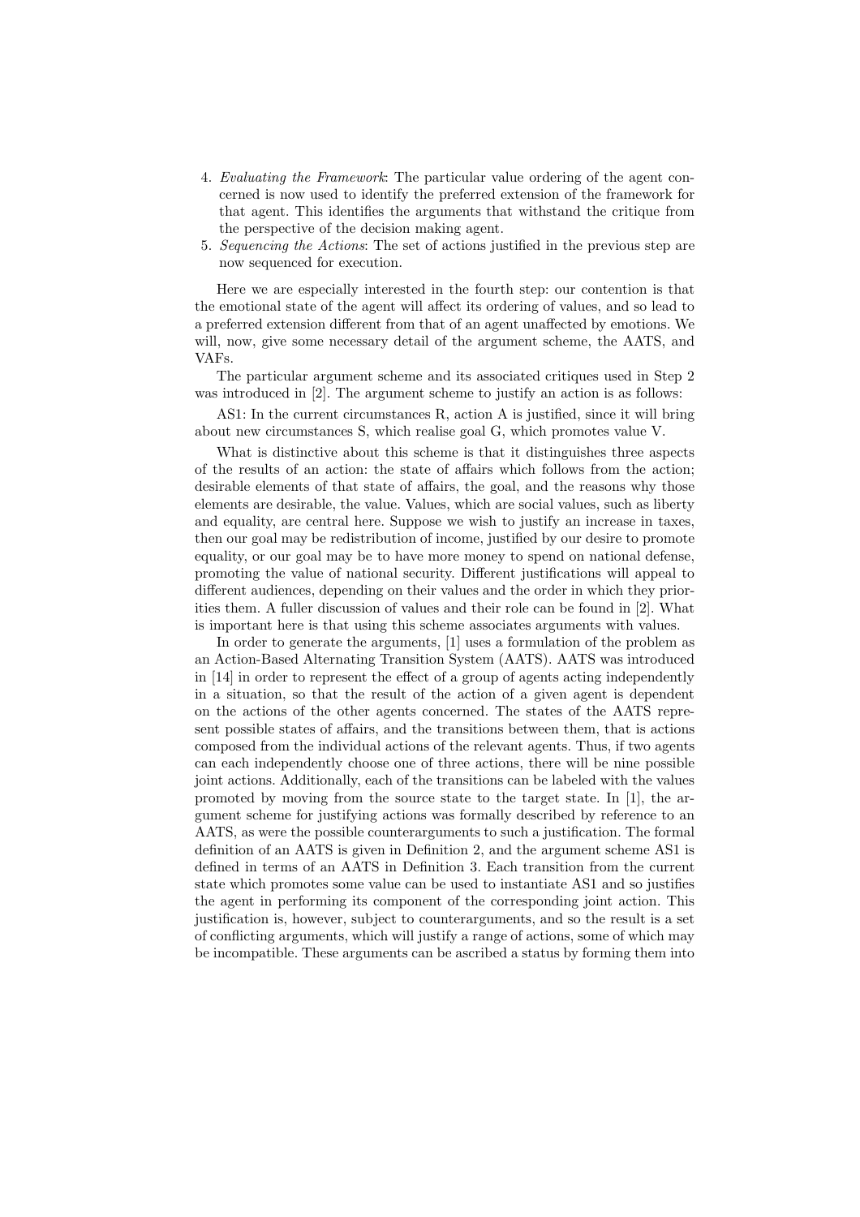4. *Evaluating the Framework*: The particular value ordering of the agent concerned is now used to identify the preferred extension of the framework for that agent. This identifies the arguments that withstand the critique from the perspective of the decision making agent.
5. *Sequencing the Actions*: The set of actions justified in the previous step are now sequenced for execution.

Here we are especially interested in the fourth step: our contention is that the emotional state of the agent will affect its ordering of values, and so lead to a preferred extension different from that of an agent unaffected by emotions. We will, now, give some necessary detail of the argument scheme, the AATS, and VAFs.

The particular argument scheme and its associated critiques used in Step 2 was introduced in [2]. The argument scheme to justify an action is as follows:

AS1: In the current circumstances R, action A is justified, since it will bring about new circumstances S, which realise goal G, which promotes value V.

What is distinctive about this scheme is that it distinguishes three aspects of the results of an action: the state of affairs which follows from the action; desirable elements of that state of affairs, the goal, and the reasons why those elements are desirable, the value. Values, which are social values, such as liberty and equality, are central here. Suppose we wish to justify an increase in taxes, then our goal may be redistribution of income, justified by our desire to promote equality, or our goal may be to have more money to spend on national defense, promoting the value of national security. Different justifications will appeal to different audiences, depending on their values and the order in which they prioritises them. A fuller discussion of values and their role can be found in [2]. What is important here is that using this scheme associates arguments with values.

In order to generate the arguments, [1] uses a formulation of the problem as an Action-Based Alternating Transition System (AATS). AATS was introduced in [14] in order to represent the effect of a group of agents acting independently in a situation, so that the result of the action of a given agent is dependent on the actions of the other agents concerned. The states of the AATS represent possible states of affairs, and the transitions between them, that is actions composed from the individual actions of the relevant agents. Thus, if two agents can each independently choose one of three actions, there will be nine possible joint actions. Additionally, each of the transitions can be labeled with the values promoted by moving from the source state to the target state. In [1], the argument scheme for justifying actions was formally described by reference to an AATS, as were the possible counterarguments to such a justification. The formal definition of an AATS is given in Definition 2, and the argument scheme AS1 is defined in terms of an AATS in Definition 3. Each transition from the current state which promotes some value can be used to instantiate AS1 and so justifies the agent in performing its component of the corresponding joint action. This justification is, however, subject to counterarguments, and so the result is a set of conflicting arguments, which will justify a range of actions, some of which may be incompatible. These arguments can be ascribed a status by forming them into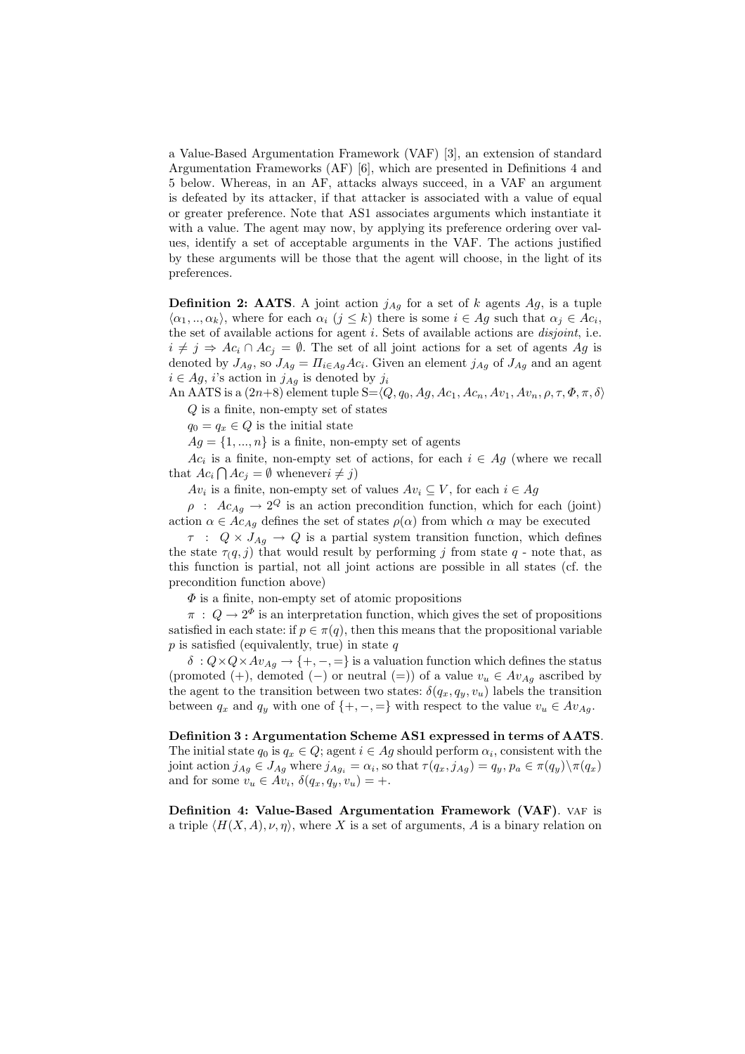a Value-Based Argumentation Framework (VAF) [3], an extension of standard Argumentation Frameworks (AF) [6], which are presented in Definitions 4 and 5 below. Whereas, in an AF, attacks always succeed, in a VAF an argument is defeated by its attacker, if that attacker is associated with a value of equal or greater preference. Note that AS1 associates arguments which instantiate it with a value. The agent may now, by applying its preference ordering over values, identify a set of acceptable arguments in the VAF. The actions justified by these arguments will be those that the agent will choose, in the light of its preferences.

**Definition 2: AATS**. A joint action $j_{Ag}$ for a set of $k$ agents $Ag$, is a tuple $\langle \alpha_1, .., \alpha_k \rangle$, where for each $\alpha_i$ $(j \leq k)$ there is some $i \in Ag$ such that $\alpha_j \in Ac_i$, the set of available actions for agent $i$. Sets of available actions are *disjoint*, i.e. $i \neq j \Rightarrow Ac_i \cap Ac_j = \emptyset$. The set of all joint actions for a set of agents $Ag$ is denoted by $J_{Ag}$, so $J_{Ag} = \Pi_{i \in Ag} Ac_i$. Given an element $j_{Ag}$ of $J_{Ag}$ and an agent $i \in Ag$, $i$'s action in $j_{Ag}$ is denoted by $j_i$

An AATS is a $(2n+8)$ element tuple $S = \langle Q, q_0, Ag, Ac_1, Ac_n, Av_1, Av_n, \rho, \tau, \Phi, \pi, \delta \rangle$

$Q$ is a finite, non-empty set of states

$q_0 = q_x \in Q$ is the initial state

$Ag = \{1, ..., n\}$ is a finite, non-empty set of agents

$Ac_i$ is a finite, non-empty set of actions, for each $i \in Ag$ (where we recall that $Ac_i \bigcap Ac_j = \emptyset$ whenever$i \neq j$)

$Av_i$ is a finite, non-empty set of values $Av_i \subseteq V$, for each $i \in Ag$

$\rho$ : $Ac_{Ag} \rightarrow 2^Q$ is an action precondition function, which for each (joint) action $\alpha \in Ac_{Ag}$ defines the set of states $\rho(\alpha)$ from which $\alpha$ may be executed

$\tau$ : $Q \times J_{Ag} \rightarrow Q$ is a partial system transition function, which defines the state $\tau_(q, j)$ that would result by performing $j$ from state $q$ - note that, as this function is partial, not all joint actions are possible in all states (cf. the precondition function above)

$\Phi$ is a finite, non-empty set of atomic propositions

$\pi$ : $Q \rightarrow 2^\Phi$ is an interpretation function, which gives the set of propositions satisfied in each state: if $p \in \pi(q)$, then this means that the propositional variable $p$ is satisfied (equivalently, true) in state $q$

$\delta$ : $Q \times Q \times Av_{Ag} \rightarrow \{+, -, =\}$ is a valuation function which defines the status (promoted $(+)$, demoted $(-)$ or neutral $(=)$) of a value $v_u \in Av_{Ag}$ ascribed by the agent to the transition between two states: $\delta(q_x, q_y, v_u)$ labels the transition between $q_x$ and $q_y$ with one of $\{+, -, =\}$ with respect to the value $v_u \in Av_{Ag}$.

**Definition 3 : Argumentation Scheme AS1 expressed in terms of AATS**. The initial state $q_0$ is $q_x \in Q$; agent $i \in Ag$ should perform $\alpha_i$, consistent with the joint action $j_{Ag} \in J_{Ag}$ where $j_{Ag_i} = \alpha_i$, so that $\tau(q_x, j_{Ag}) = q_y$, $p_a \in \pi(q_y) \backslash \pi(q_x)$ and for some $v_u \in Av_i$, $\delta(q_x, q_y, v_u) = +$.

**Definition 4: Value-Based Argumentation Framework (VAF)**. VAF is a triple $\langle H(X, A), \nu, \eta \rangle$, where $X$ is a set of arguments, $A$ is a binary relation on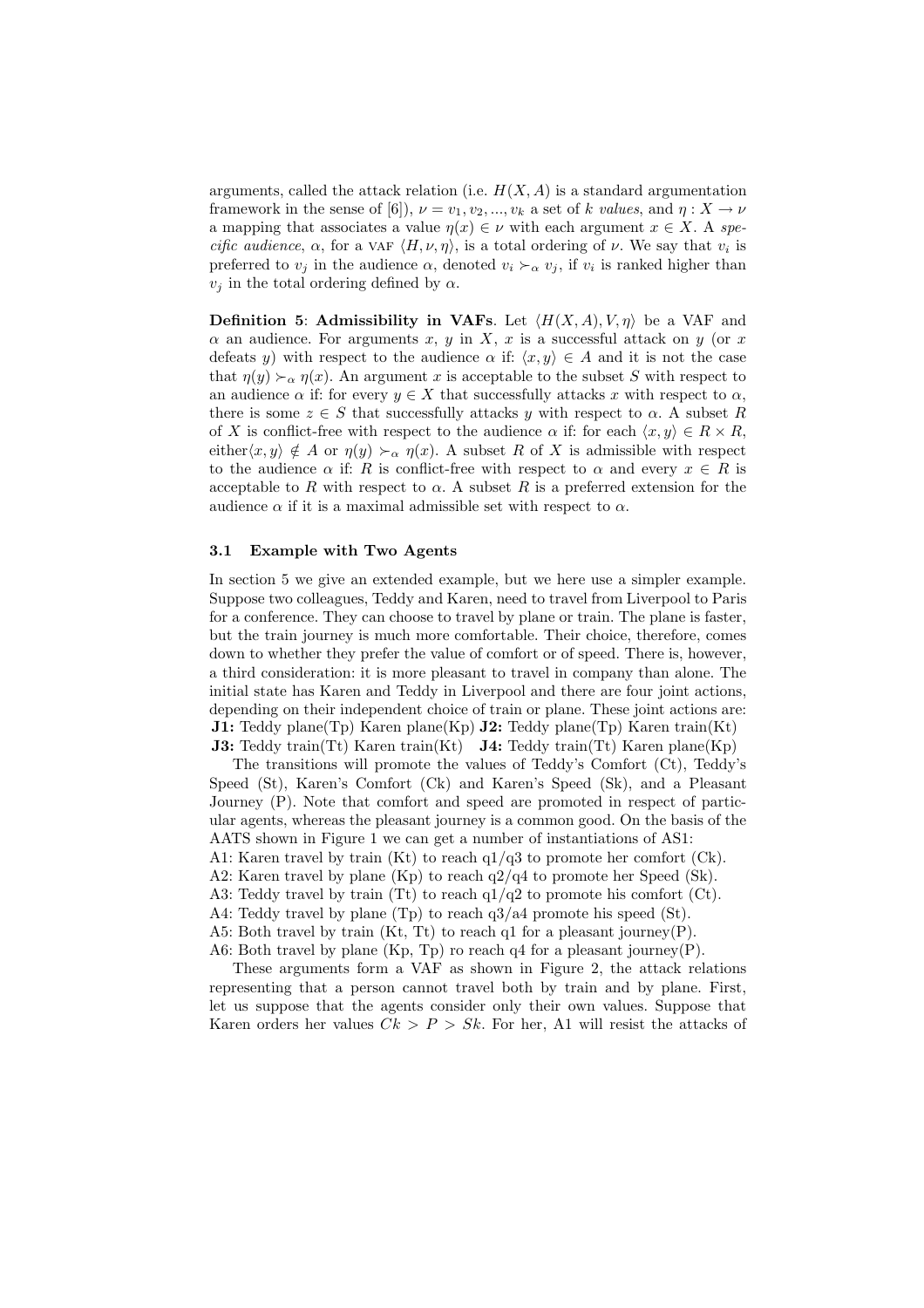arguments, called the attack relation (i.e. $H(X, A)$ is a standard argumentation framework in the sense of [6]), $\nu = v_1, v_2, ..., v_k$ a set of $k$ *values*, and $\eta : X \rightarrow \nu$ a mapping that associates a value $\eta(x) \in \nu$ with each argument $x \in X$. A *specific audience*, $\alpha$, for a VAF $\langle H, \nu, \eta \rangle$, is a total ordering of $\nu$. We say that $v_i$ is preferred to $v_j$ in the audience $\alpha$, denoted $v_i \succ_\alpha v_j$, if $v_i$ is ranked higher than $v_j$ in the total ordering defined by $\alpha$.

**Definition 5**: **Admissibility in VAFs**. Let $\langle H(X, A), V, \eta \rangle$ be a VAF and $\alpha$ an audience. For arguments $x$, $y$ in $X$, $x$ is a successful attack on $y$ (or $x$ defeats $y$) with respect to the audience $\alpha$ if: $\langle x, y \rangle \in A$ and it is not the case that $\eta(y) \succ_\alpha \eta(x)$. An argument $x$ is acceptable to the subset $S$ with respect to an audience $\alpha$ if: for every $y \in X$ that successfully attacks $x$ with respect to $\alpha$, there is some $z \in S$ that successfully attacks $y$ with respect to $\alpha$. A subset $R$ of $X$ is conflict-free with respect to the audience $\alpha$ if: for each $\langle x, y \rangle \in R \times R$, either$\langle x, y \rangle \notin A$ or $\eta(y) \succ_\alpha \eta(x)$. A subset $R$ of $X$ is admissible with respect to the audience $\alpha$ if: $R$ is conflict-free with respect to $\alpha$ and every $x \in R$ is acceptable to $R$ with respect to $\alpha$. A subset $R$ is a preferred extension for the audience $\alpha$ if it is a maximal admissible set with respect to $\alpha$.

### 3.1 Example with Two Agents

In section 5 we give an extended example, but we here use a simpler example. Suppose two colleagues, Teddy and Karen, need to travel from Liverpool to Paris for a conference. They can choose to travel by plane or train. The plane is faster, but the train journey is much more comfortable. Their choice, therefore, comes down to whether they prefer the value of comfort or of speed. There is, however, a third consideration: it is more pleasant to travel in company than alone. The initial state has Karen and Teddy in Liverpool and there are four joint actions, depending on their independent choice of train or plane. These joint actions are:
**J1:** Teddy plane(Tp) Karen plane(Kp) **J2:** Teddy plane(Tp) Karen train(Kt)
**J3:** Teddy train(Tt) Karen train(Kt) **J4:** Teddy train(Tt) Karen plane(Kp)

The transitions will promote the values of Teddy's Comfort (Ct), Teddy's Speed (St), Karen's Comfort (Ck) and Karen's Speed (Sk), and a Pleasant Journey (P). Note that comfort and speed are promoted in respect of particular agents, whereas the pleasant journey is a common good. On the basis of the AATS shown in Figure 1 we can get a number of instantiations of AS1:
A1: Karen travel by train (Kt) to reach q1/q3 to promote her comfort (Ck).
A2: Karen travel by plane (Kp) to reach q2/q4 to promote her Speed (Sk).
A3: Teddy travel by train (Tt) to reach q1/q2 to promote his comfort (Ct).
A4: Teddy travel by plane (Tp) to reach q3/a4 promote his speed (St).
A5: Both travel by train (Kt, Tt) to reach q1 for a pleasant journey(P).
A6: Both travel by plane (Kp, Tp) ro reach q4 for a pleasant journey(P).

These arguments form a VAF as shown in Figure 2, the attack relations representing that a person cannot travel both by train and by plane. First, let us suppose that the agents consider only their own values. Suppose that Karen orders her values $Ck > P > Sk$. For her, A1 will resist the attacks of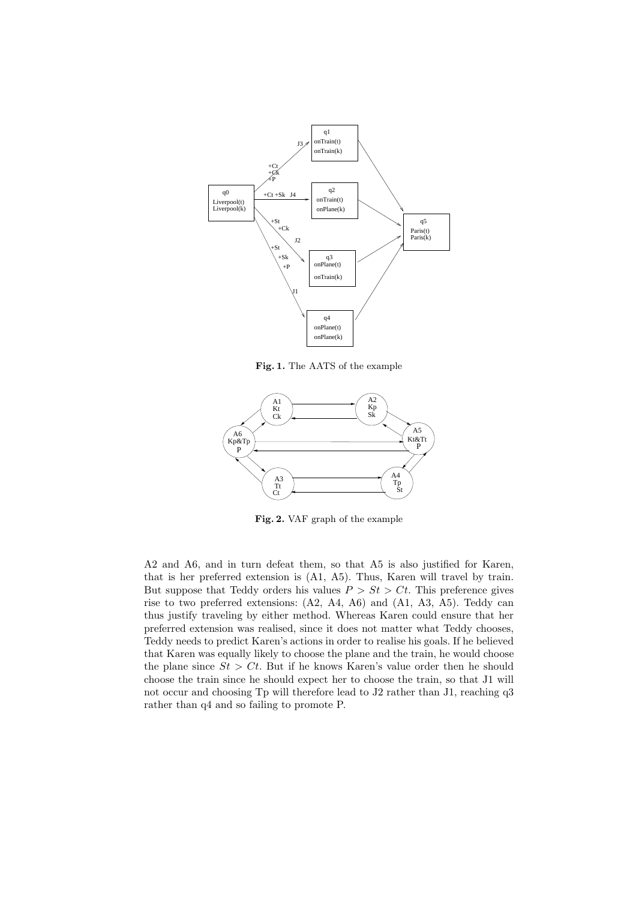**Fig. 1.** The AATS of the example

**Fig. 2.** VAF graph of the example

A2 and A6, and in turn defeat them, so that A5 is also justified for Karen, that is her preferred extension is (A1, A5). Thus, Karen will travel by train. But suppose that Teddy orders his values $P > St > Ct$. This preference gives rise to two preferred extensions: (A2, A4, A6) and (A1, A3, A5). Teddy can thus justify traveling by either method. Whereas Karen could ensure that her preferred extension was realised, since it does not matter what Teddy chooses, Teddy needs to predict Karen's actions in order to realise his goals. If he believed that Karen was equally likely to choose the plane and the train, he would choose the plane since $St > Ct$. But if he knows Karen's value order then he should choose the train since he should expect her to choose the train, so that J1 will not occur and choosing Tp will therefore lead to J2 rather than J1, reaching q3 rather than q4 and so failing to promote P.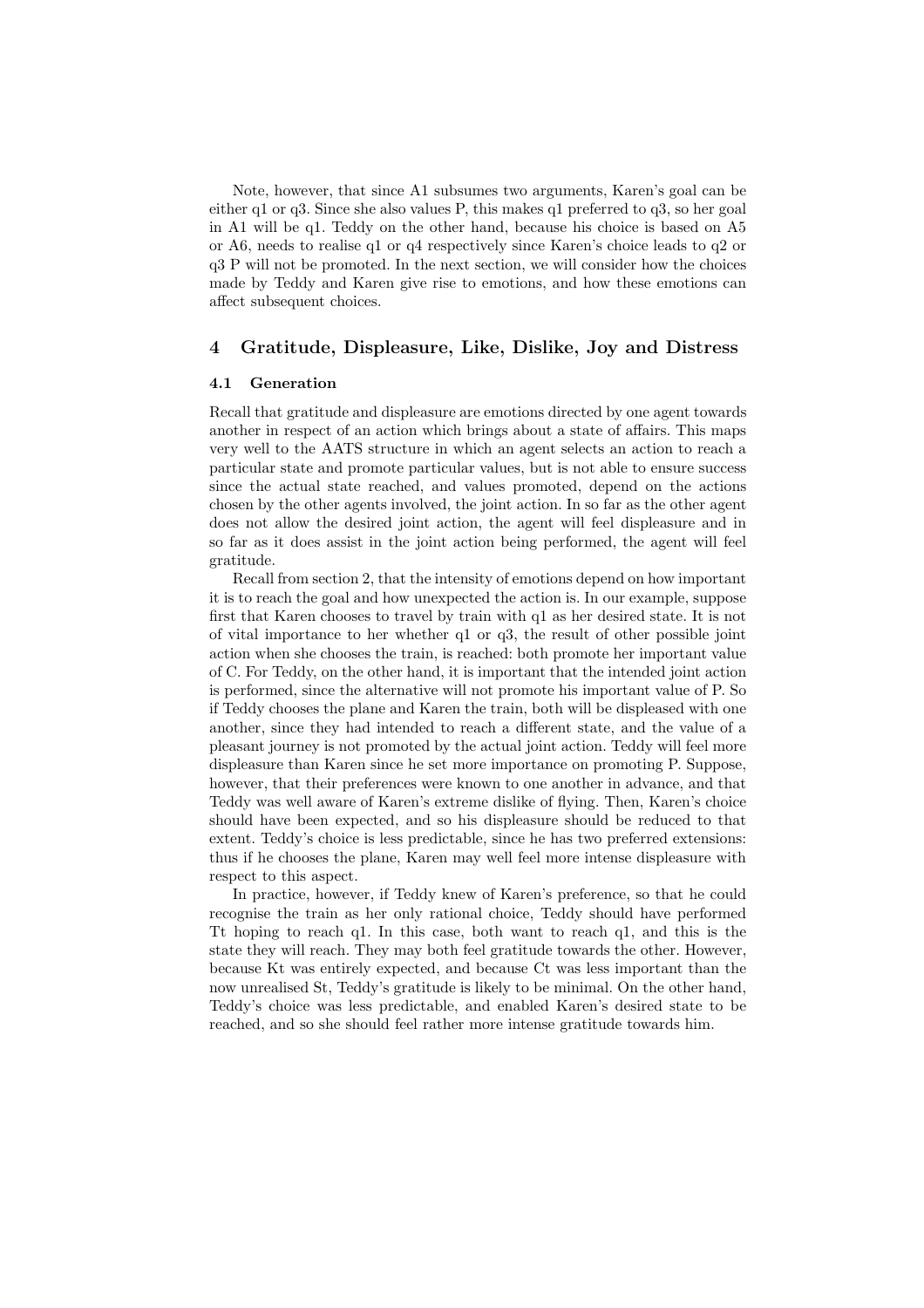Note, however, that since A1 subsumes two arguments, Karen's goal can be either q1 or q3. Since she also values P, this makes q1 preferred to q3, so her goal in A1 will be q1. Teddy on the other hand, because his choice is based on A5 or A6, needs to realise q1 or q4 respectively since Karen's choice leads to q2 or q3 P will not be promoted. In the next section, we will consider how the choices made by Teddy and Karen give rise to emotions, and how these emotions can affect subsequent choices.

## 4 Gratitude, Displeasure, Like, Dislike, Joy and Distress

### 4.1 Generation

Recall that gratitude and displeasure are emotions directed by one agent towards another in respect of an action which brings about a state of affairs. This maps very well to the AATS structure in which an agent selects an action to reach a particular state and promote particular values, but is not able to ensure success since the actual state reached, and values promoted, depend on the actions chosen by the other agents involved, the joint action. In so far as the other agent does not allow the desired joint action, the agent will feel displeasure and in so far as it does assist in the joint action being performed, the agent will feel gratitude.

Recall from section 2, that the intensity of emotions depend on how important it is to reach the goal and how unexpected the action is. In our example, suppose first that Karen chooses to travel by train with q1 as her desired state. It is not of vital importance to her whether q1 or q3, the result of other possible joint action when she chooses the train, is reached: both promote her important value of C. For Teddy, on the other hand, it is important that the intended joint action is performed, since the alternative will not promote his important value of P. So if Teddy chooses the plane and Karen the train, both will be displeased with one another, since they had intended to reach a different state, and the value of a pleasant journey is not promoted by the actual joint action. Teddy will feel more displeasure than Karen since he set more importance on promoting P. Suppose, however, that their preferences were known to one another in advance, and that Teddy was well aware of Karen's extreme dislike of flying. Then, Karen's choice should have been expected, and so his displeasure should be reduced to that extent. Teddy's choice is less predictable, since he has two preferred extensions: thus if he chooses the plane, Karen may well feel more intense displeasure with respect to this aspect.

In practice, however, if Teddy knew of Karen's preference, so that he could recognise the train as her only rational choice, Teddy should have performed Tt hoping to reach q1. In this case, both want to reach q1, and this is the state they will reach. They may both feel gratitude towards the other. However, because Kt was entirely expected, and because Ct was less important than the now unrealised St, Teddy's gratitude is likely to be minimal. On the other hand, Teddy's choice was less predictable, and enabled Karen's desired state to be reached, and so she should feel rather more intense gratitude towards him.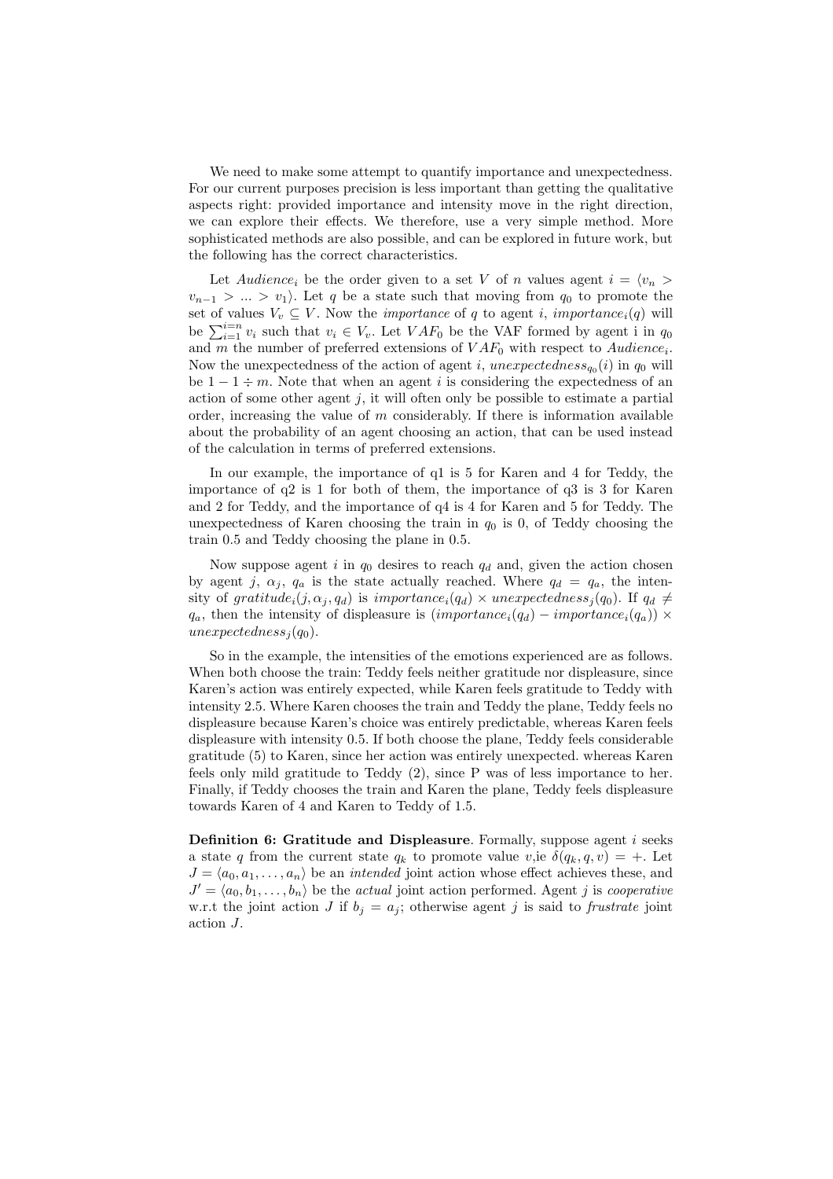We need to make some attempt to quantify importance and unexpectedness. For our current purposes precision is less important than getting the qualitative aspects right: provided importance and intensity move in the right direction, we can explore their effects. We therefore, use a very simple method. More sophisticated methods are also possible, and can be explored in future work, but the following has the correct characteristics.

Let $Audience_i$ be the order given to a set $V$ of $n$ values agent $i = \langle v_n > v_{n-1} > ... > v_1 \rangle$. Let $q$ be a state such that moving from $q_0$ to promote the set of values $V_v \subseteq V$. Now the *importance* of $q$ to agent $i$, $importance_i(q)$ will be $\sum_{i=1}^{i=n} v_i$ such that $v_i \in V_v$. Let $VAF_0$ be the VAF formed by agent i in $q_0$ and $m$ the number of preferred extensions of $VAF_0$ with respect to $Audience_i$. Now the unexpectedness of the action of agent $i$, $unexpectedness_{q_0}(i)$ in $q_0$ will be $1 - 1 \div m$. Note that when an agent $i$ is considering the expectedness of an action of some other agent $j$, it will often only be possible to estimate a partial order, increasing the value of $m$ considerably. If there is information available about the probability of an agent choosing an action, that can be used instead of the calculation in terms of preferred extensions.

In our example, the importance of q1 is 5 for Karen and 4 for Teddy, the importance of q2 is 1 for both of them, the importance of q3 is 3 for Karen and 2 for Teddy, and the importance of q4 is 4 for Karen and 5 for Teddy. The unexpectedness of Karen choosing the train in $q_0$ is 0, of Teddy choosing the train 0.5 and Teddy choosing the plane in 0.5.

Now suppose agent $i$ in $q_0$ desires to reach $q_d$ and, given the action chosen by agent $j$, $\alpha_j$, $q_a$ is the state actually reached. Where $q_d = q_a$, the intensity of $gratitude_i(j, \alpha_j, q_d)$ is $importance_i(q_d) \times unexpectedness_j(q_0)$. If $q_d \neq q_a$, then the intensity of displeasure is $(importance_i(q_d) - importance_i(q_a)) \times unexpectedness_j(q_0)$.

So in the example, the intensities of the emotions experienced are as follows. When both choose the train: Teddy feels neither gratitude nor displeasure, since Karen's action was entirely expected, while Karen feels gratitude to Teddy with intensity 2.5. Where Karen chooses the train and Teddy the plane, Teddy feels no displeasure because Karen's choice was entirely predictable, whereas Karen feels displeasure with intensity 0.5. If both choose the plane, Teddy feels considerable gratitude (5) to Karen, since her action was entirely unexpected. whereas Karen feels only mild gratitude to Teddy (2), since P was of less importance to her. Finally, if Teddy chooses the train and Karen the plane, Teddy feels displeasure towards Karen of 4 and Karen to Teddy of 1.5.

**Definition 6: Gratitude and Displeasure**. Formally, suppose agent $i$ seeks a state $q$ from the current state $q_k$ to promote value $v$,ie $\delta(q_k, q, v) = +$. Let $J = \langle a_0, a_1, \ldots, a_n \rangle$ be an *intended* joint action whose effect achieves these, and $J' = \langle a_0, b_1, \ldots, b_n \rangle$ be the *actual* joint action performed. Agent $j$ is *cooperative* w.r.t the joint action $J$ if $b_j = a_j$; otherwise agent $j$ is said to *frustrate* joint action $J$.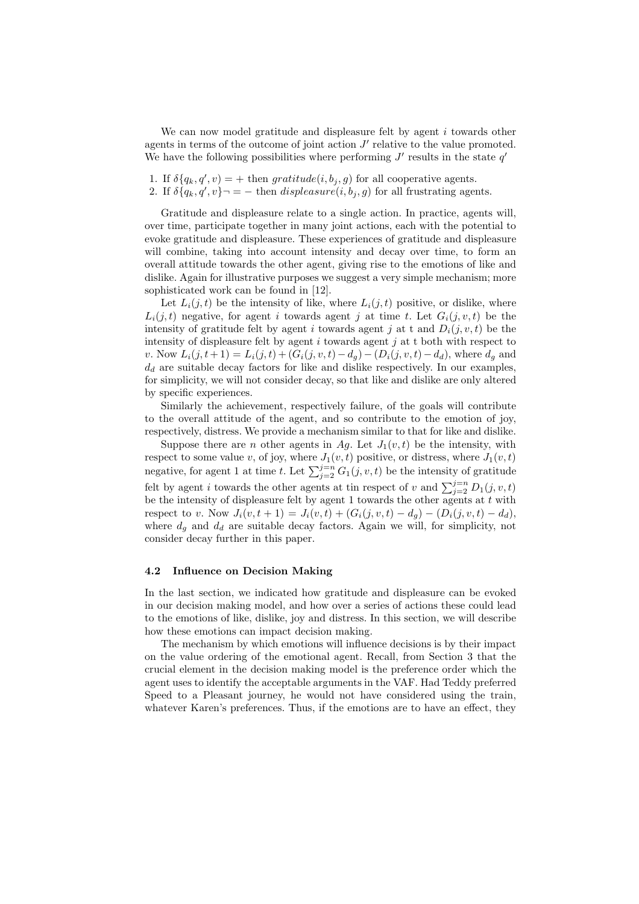We can now model gratitude and displeasure felt by agent $i$ towards other agents in terms of the outcome of joint action $J'$ relative to the value promoted. We have the following possibilities where performing $J'$ results in the state $q'$

1. If $\delta\{q_k, q', v) = +$ then $gratitude(i, b_j, g)$ for all cooperative agents.
2. If $\delta\{q_k, q', v\}\neg = -$ then $displeasure(i, b_j, g)$ for all frustrating agents.

Gratitude and displeasure relate to a single action. In practice, agents will, over time, participate together in many joint actions, each with the potential to evoke gratitude and displeasure. These experiences of gratitude and displeasure will combine, taking into account intensity and decay over time, to form an overall attitude towards the other agent, giving rise to the emotions of like and dislike. Again for illustrative purposes we suggest a very simple mechanism; more sophisticated work can be found in [12].

Let $L_i(j,t)$ be the intensity of like, where $L_i(j,t)$ positive, or dislike, where $L_i(j,t)$ negative, for agent $i$ towards agent $j$ at time $t$. Let $G_i(j,v,t)$ be the intensity of gratitude felt by agent $i$ towards agent $j$ at t and $D_i(j,v,t)$ be the intensity of displeasure felt by agent $i$ towards agent $j$ at t both with respect to $v$. Now $L_i(j,t+1) = L_i(j,t) + (G_i(j,v,t) - d_g) - (D_i(j,v,t) - d_d)$, where $d_g$ and $d_d$ are suitable decay factors for like and dislike respectively. In our examples, for simplicity, we will not consider decay, so that like and dislike are only altered by specific experiences.

Similarly the achievement, respectively failure, of the goals will contribute to the overall attitude of the agent, and so contribute to the emotion of joy, respectively, distress. We provide a mechanism similar to that for like and dislike.

Suppose there are $n$ other agents in $Ag$. Let $J_1(v,t)$ be the intensity, with respect to some value $v$, of joy, where $J_1(v,t)$ positive, or distress, where $J_1(v,t)$ negative, for agent 1 at time $t$. Let $\sum_{j=2}^{j=n} G_1(j,v,t)$ be the intensity of gratitude felt by agent $i$ towards the other agents at tin respect of $v$ and $\sum_{j=2}^{j=n} D_1(j,v,t)$ be the intensity of displeasure felt by agent 1 towards the other agents at $t$ with respect to $v$. Now $J_i(v,t+1) = J_i(v,t) + (G_i(j,v,t) - d_g) - (D_i(j,v,t) - d_d)$, where $d_g$ and $d_d$ are suitable decay factors. Again we will, for simplicity, not consider decay further in this paper.

### 4.2 Influence on Decision Making

In the last section, we indicated how gratitude and displeasure can be evoked in our decision making model, and how over a series of actions these could lead to the emotions of like, dislike, joy and distress. In this section, we will describe how these emotions can impact decision making.

The mechanism by which emotions will influence decisions is by their impact on the value ordering of the emotional agent. Recall, from Section 3 that the crucial element in the decision making model is the preference order which the agent uses to identify the acceptable arguments in the VAF. Had Teddy preferred Speed to a Pleasant journey, he would not have considered using the train, whatever Karen's preferences. Thus, if the emotions are to have an effect, they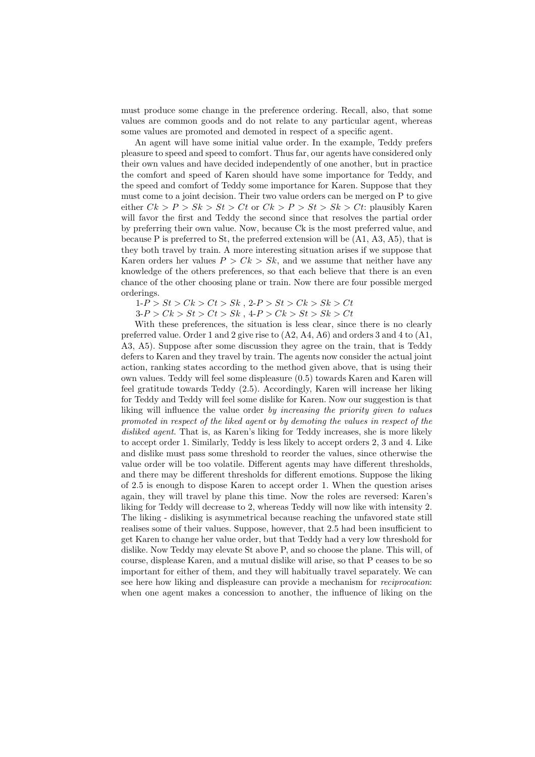must produce some change in the preference ordering. Recall, also, that some values are common goods and do not relate to any particular agent, whereas some values are promoted and demoted in respect of a specific agent.

An agent will have some initial value order. In the example, Teddy prefers pleasure to speed and speed to comfort. Thus far, our agents have considered only their own values and have decided independently of one another, but in practice the comfort and speed of Karen should have some importance for Teddy, and the speed and comfort of Teddy some importance for Karen. Suppose that they must come to a joint decision. Their two value orders can be merged on P to give either $Ck > P > Sk > St > Ct$ or $Ck > P > St > Sk > Ct$: plausibly Karen will favor the first and Teddy the second since that resolves the partial order by preferring their own value. Now, because Ck is the most preferred value, and because P is preferred to St, the preferred extension will be (A1, A3, A5), that is they both travel by train. A more interesting situation arises if we suppose that Karen orders her values $P > Ck > Sk$, and we assume that neither have any knowledge of the others preferences, so that each believe that there is an even chance of the other choosing plane or train. Now there are four possible merged orderings.

1-$P > St > Ck > Ct > Sk$ , 2-$P > St > Ck > Sk > Ct$
3-$P > Ck > St > Ct > Sk$ , 4-$P > Ck > St > Sk > Ct$

With these preferences, the situation is less clear, since there is no clearly preferred value. Order 1 and 2 give rise to (A2, A4, A6) and orders 3 and 4 to (A1, A3, A5). Suppose after some discussion they agree on the train, that is Teddy defers to Karen and they travel by train. The agents now consider the actual joint action, ranking states according to the method given above, that is using their own values. Teddy will feel some displeasure (0.5) towards Karen and Karen will feel gratitude towards Teddy (2.5). Accordingly, Karen will increase her liking for Teddy and Teddy will feel some dislike for Karen. Now our suggestion is that liking will influence the value order *by increasing the priority given to values promoted in respect of the liked agent* or *by demoting the values in respect of the disliked agent*. That is, as Karen's liking for Teddy increases, she is more likely to accept order 1. Similarly, Teddy is less likely to accept orders 2, 3 and 4. Like and dislike must pass some threshold to reorder the values, since otherwise the value order will be too volatile. Different agents may have different thresholds, and there may be different thresholds for different emotions. Suppose the liking of 2.5 is enough to dispose Karen to accept order 1. When the question arises again, they will travel by plane this time. Now the roles are reversed: Karen's liking for Teddy will decrease to 2, whereas Teddy will now like with intensity 2. The liking - disliking is asymmetrical because reaching the unfavored state still realises some of their values. Suppose, however, that 2.5 had been insufficient to get Karen to change her value order, but that Teddy had a very low threshold for dislike. Now Teddy may elevate St above P, and so choose the plane. This will, of course, displease Karen, and a mutual dislike will arise, so that P ceases to be so important for either of them, and they will habitually travel separately. We can see here how liking and displeasure can provide a mechanism for *reciprocation*: when one agent makes a concession to another, the influence of liking on the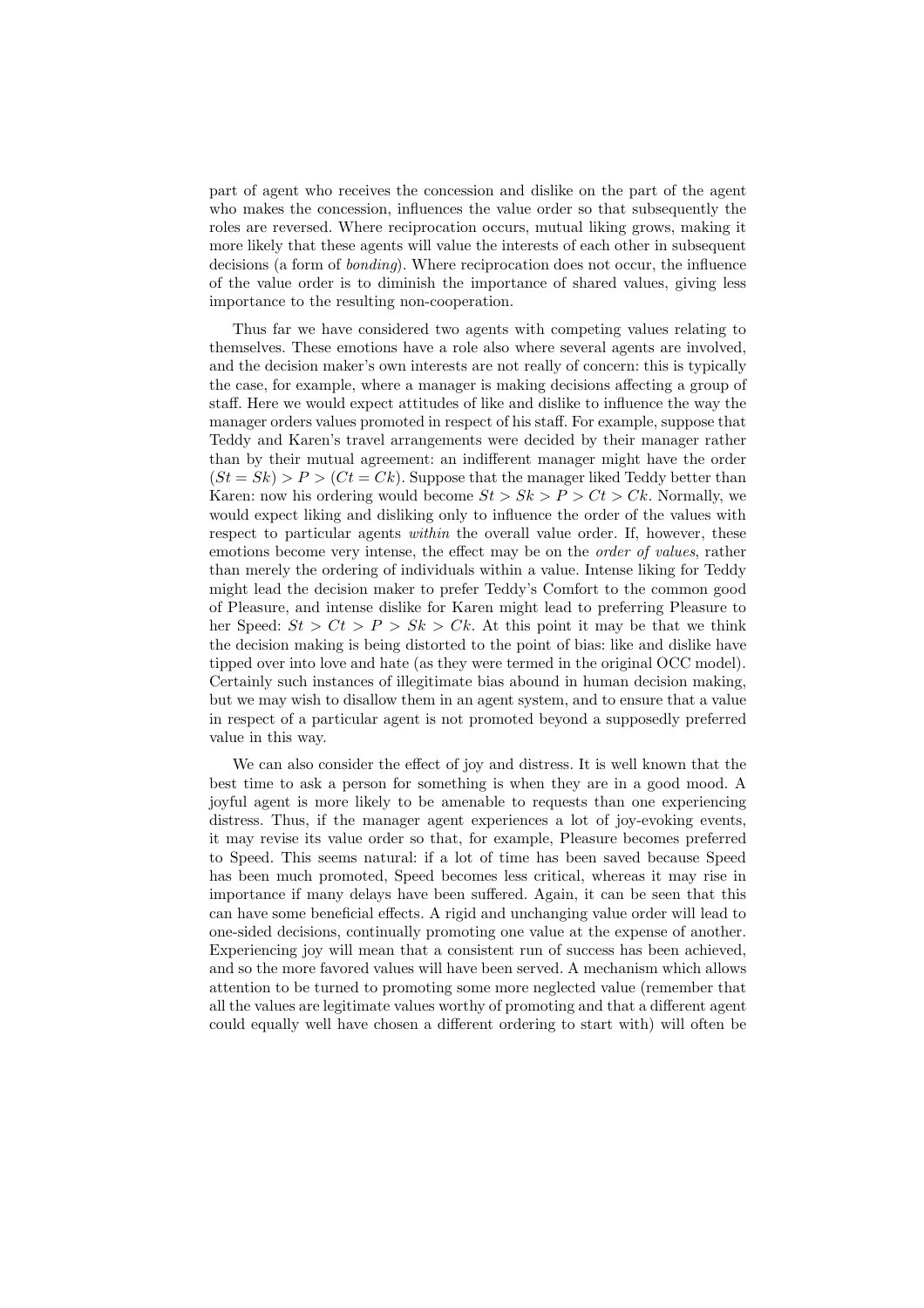part of agent who receives the concession and dislike on the part of the agent who makes the concession, influences the value order so that subsequently the roles are reversed. Where reciprocation occurs, mutual liking grows, making it more likely that these agents will value the interests of each other in subsequent decisions (a form of *bonding*). Where reciprocation does not occur, the influence of the value order is to diminish the importance of shared values, giving less importance to the resulting non-cooperation.

Thus far we have considered two agents with competing values relating to themselves. These emotions have a role also where several agents are involved, and the decision maker's own interests are not really of concern: this is typically the case, for example, where a manager is making decisions affecting a group of staff. Here we would expect attitudes of like and dislike to influence the way the manager orders values promoted in respect of his staff. For example, suppose that Teddy and Karen's travel arrangements were decided by their manager rather than by their mutual agreement: an indifferent manager might have the order $(St = Sk) > P > (Ct = Ck)$. Suppose that the manager liked Teddy better than Karen: now his ordering would become $St > Sk > P > Ct > Ck$. Normally, we would expect liking and disliking only to influence the order of the values with respect to particular agents *within* the overall value order. If, however, these emotions become very intense, the effect may be on the *order of values*, rather than merely the ordering of individuals within a value. Intense liking for Teddy might lead the decision maker to prefer Teddy's Comfort to the common good of Pleasure, and intense dislike for Karen might lead to preferring Pleasure to her Speed: $St > Ct > P > Sk > Ck$. At this point it may be that we think the decision making is being distorted to the point of bias: like and dislike have tipped over into love and hate (as they were termed in the original OCC model). Certainly such instances of illegitimate bias abound in human decision making, but we may wish to disallow them in an agent system, and to ensure that a value in respect of a particular agent is not promoted beyond a supposedly preferred value in this way.

We can also consider the effect of joy and distress. It is well known that the best time to ask a person for something is when they are in a good mood. A joyful agent is more likely to be amenable to requests than one experiencing distress. Thus, if the manager agent experiences a lot of joy-evoking events, it may revise its value order so that, for example, Pleasure becomes preferred to Speed. This seems natural: if a lot of time has been saved because Speed has been much promoted, Speed becomes less critical, whereas it may rise in importance if many delays have been suffered. Again, it can be seen that this can have some beneficial effects. A rigid and unchanging value order will lead to one-sided decisions, continually promoting one value at the expense of another. Experiencing joy will mean that a consistent run of success has been achieved, and so the more favored values will have been served. A mechanism which allows attention to be turned to promoting some more neglected value (remember that all the values are legitimate values worthy of promoting and that a different agent could equally well have chosen a different ordering to start with) will often be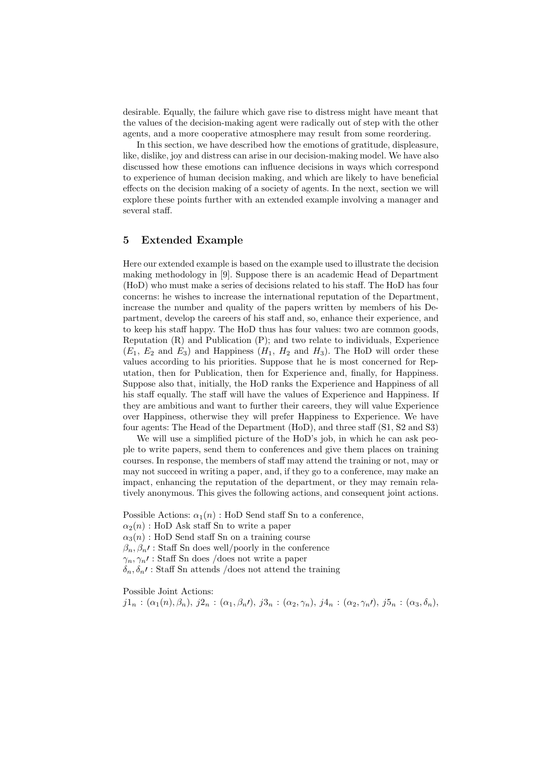desirable. Equally, the failure which gave rise to distress might have meant that the values of the decision-making agent were radically out of step with the other agents, and a more cooperative atmosphere may result from some reordering.

In this section, we have described how the emotions of gratitude, displeasure, like, dislike, joy and distress can arise in our decision-making model. We have also discussed how these emotions can influence decisions in ways which correspond to experience of human decision making, and which are likely to have beneficial effects on the decision making of a society of agents. In the next, section we will explore these points further with an extended example involving a manager and several staff.

## 5 Extended Example

Here our extended example is based on the example used to illustrate the decision making methodology in [9]. Suppose there is an academic Head of Department (HoD) who must make a series of decisions related to his staff. The HoD has four concerns: he wishes to increase the international reputation of the Department, increase the number and quality of the papers written by members of his Department, develop the careers of his staff and, so, enhance their experience, and to keep his staff happy. The HoD thus has four values: two are common goods, Reputation (R) and Publication (P); and two relate to individuals, Experience ($E_1$, $E_2$ and $E_3$) and Happiness ($H_1$, $H_2$ and $H_3$). The HoD will order these values according to his priorities. Suppose that he is most concerned for Reputation, then for Publication, then for Experience and, finally, for Happiness. Suppose also that, initially, the HoD ranks the Experience and Happiness of all his staff equally. The staff will have the values of Experience and Happiness. If they are ambitious and want to further their careers, they will value Experience over Happiness, otherwise they will prefer Happiness to Experience. We have four agents: The Head of the Department (HoD), and three staff (S1, S2 and S3)

We will use a simplified picture of the HoD's job, in which he can ask people to write papers, send them to conferences and give them places on training courses. In response, the members of staff may attend the training or not, may or may not succeed in writing a paper, and, if they go to a conference, may make an impact, enhancing the reputation of the department, or they may remain relatively anonymous. This gives the following actions, and consequent joint actions.

Possible Actions: $\alpha_1(n)$ : HoD Send staff Sn to a conference,
$\alpha_2(n)$ : HoD Ask staff Sn to write a paper
$\alpha_3(n)$ : HoD Send staff Sn on a training course
$\beta_n, \beta_n\prime$ : Staff Sn does well/poorly in the conference
$\gamma_n, \gamma_n\prime$ : Staff Sn does /does not write a paper
$\delta_n, \delta_n\prime$ : Staff Sn attends /does not attend the training

Possible Joint Actions:
$j1_n : (\alpha_1(n), \beta_n)$, $j2_n : (\alpha_1, \beta_n\prime)$, $j3_n : (\alpha_2, \gamma_n)$, $j4_n : (\alpha_2, \gamma_n\prime)$, $j5_n : (\alpha_3, \delta_n)$,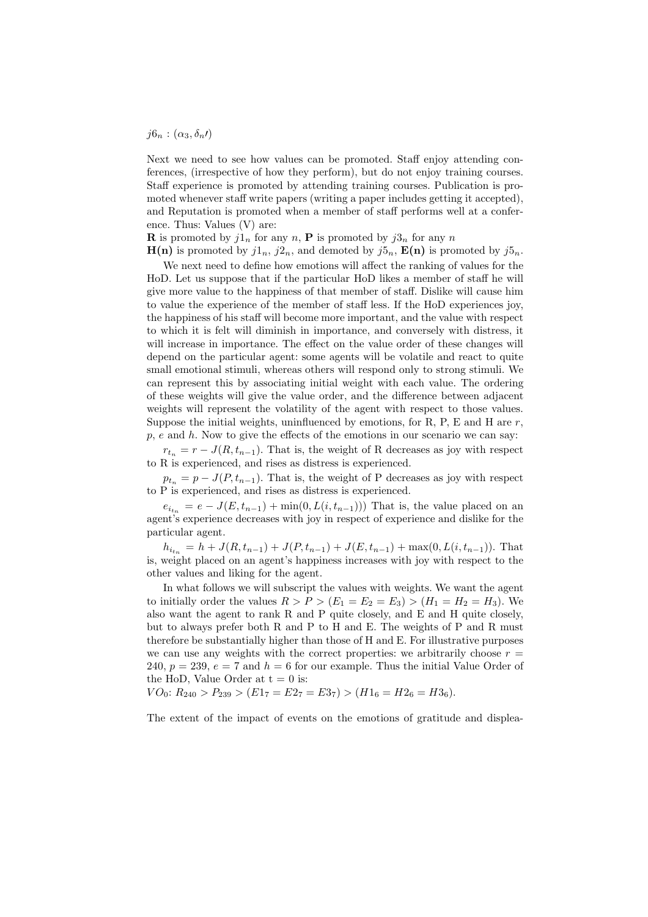$j6_n : (\alpha_3, \delta_{n\prime})$

Next we need to see how values can be promoted. Staff enjoy attending conferences, (irrespective of how they perform), but do not enjoy training courses. Staff experience is promoted by attending training courses. Publication is promoted whenever staff write papers (writing a paper includes getting it accepted), and Reputation is promoted when a member of staff performs well at a conference. Thus: Values (V) are:

**R** is promoted by $j1_n$ for any $n$, **P** is promoted by $j3_n$ for any $n$
**H(n)** is promoted by $j1_n$, $j2_n$, and demoted by $j5_n$, **E(n)** is promoted by $j5_n$.

We next need to define how emotions will affect the ranking of values for the HoD. Let us suppose that if the particular HoD likes a member of staff he will give more value to the happiness of that member of staff. Dislike will cause him to value the experience of the member of staff less. If the HoD experiences joy, the happiness of his staff will become more important, and the value with respect to which it is felt will diminish in importance, and conversely with distress, it will increase in importance. The effect on the value order of these changes will depend on the particular agent: some agents will be volatile and react to quite small emotional stimuli, whereas others will respond only to strong stimuli. We can represent this by associating initial weight with each value. The ordering of these weights will give the value order, and the difference between adjacent weights will represent the volatility of the agent with respect to those values. Suppose the initial weights, uninfluenced by emotions, for R, P, E and H are $r$, $p$, $e$ and $h$. Now to give the effects of the emotions in our scenario we can say:

$r_{t_n} = r - J(R, t_{n-1})$. That is, the weight of R decreases as joy with respect to R is experienced, and rises as distress is experienced.

$p_{t_n} = p - J(P, t_{n-1})$. That is, the weight of P decreases as joy with respect to P is experienced, and rises as distress is experienced.

$e_{i_{t_n}} = e - J(E, t_{n-1}) + \min(0, L(i, t_{n-1})))$ That is, the value placed on an agent's experience decreases with joy in respect of experience and dislike for the particular agent.

$h_{i_{t_n}} = h + J(R, t_{n-1}) + J(P, t_{n-1}) + J(E, t_{n-1}) + \max(0, L(i, t_{n-1}))$. That is, weight placed on an agent's happiness increases with joy with respect to the other values and liking for the agent.

In what follows we will subscript the values with weights. We want the agent to initially order the values $R > P > (E_1 = E_2 = E_3) > (H_1 = H_2 = H_3)$. We also want the agent to rank R and P quite closely, and E and H quite closely, but to always prefer both R and P to H and E. The weights of P and R must therefore be substantially higher than those of H and E. For illustrative purposes we can use any weights with the correct properties: we arbitrarily choose $r = 240$, $p = 239$, $e = 7$ and $h = 6$ for our example. Thus the initial Value Order of the HoD, Value Order at t = 0 is:

$VO_0$: $R_{240} > P_{239} > (E1_7 = E2_7 = E3_7) > (H1_6 = H2_6 = H3_6)$.

The extent of the impact of events on the emotions of gratitude and displea-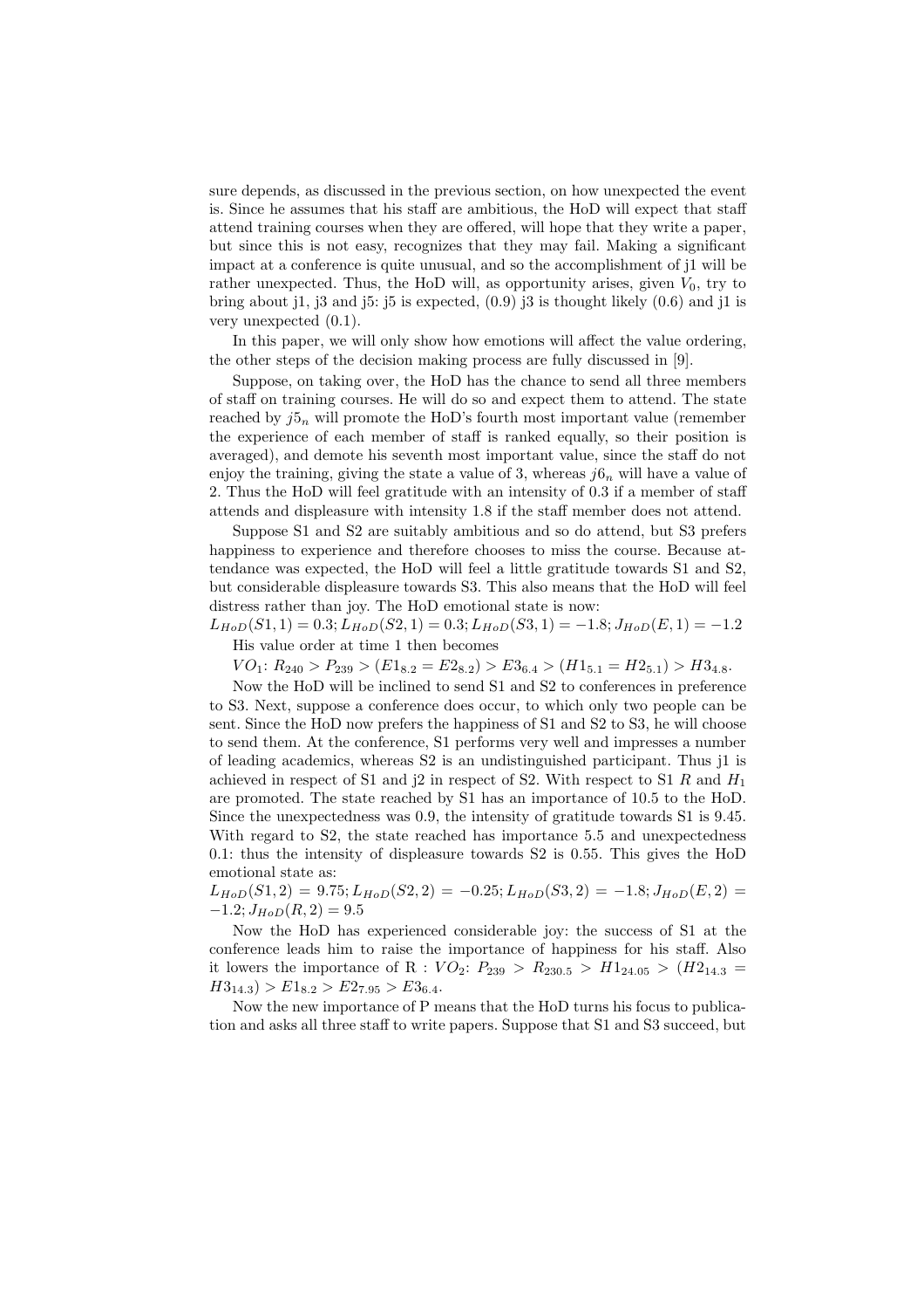sure depends, as discussed in the previous section, on how unexpected the event is. Since he assumes that his staff are ambitious, the HoD will expect that staff attend training courses when they are offered, will hope that they write a paper, but since this is not easy, recognizes that they may fail. Making a significant impact at a conference is quite unusual, and so the accomplishment of j1 will be rather unexpected. Thus, the HoD will, as opportunity arises, given $V_0$, try to bring about j1, j3 and j5: j5 is expected, (0.9) j3 is thought likely (0.6) and j1 is very unexpected (0.1).

In this paper, we will only show how emotions will affect the value ordering, the other steps of the decision making process are fully discussed in [9].

Suppose, on taking over, the HoD has the chance to send all three members of staff on training courses. He will do so and expect them to attend. The state reached by $j5_n$ will promote the HoD's fourth most important value (remember the experience of each member of staff is ranked equally, so their position is averaged), and demote his seventh most important value, since the staff do not enjoy the training, giving the state a value of 3, whereas $j6_n$ will have a value of 2. Thus the HoD will feel gratitude with an intensity of 0.3 if a member of staff attends and displeasure with intensity 1.8 if the staff member does not attend.

Suppose S1 and S2 are suitably ambitious and so do attend, but S3 prefers happiness to experience and therefore chooses to miss the course. Because attendance was expected, the HoD will feel a little gratitude towards S1 and S2, but considerable displeasure towards S3. This also means that the HoD will feel distress rather than joy. The HoD emotional state is now:
$L_{HoD}(S1, 1) = 0.3; L_{HoD}(S2, 1) = 0.3; L_{HoD}(S3, 1) = -1.8; J_{HoD}(E, 1) = -1.2$

His value order at time 1 then becomes

$VO_1$: $R_{240} > P_{239} > (E1_{8.2} = E2_{8.2}) > E3_{6.4} > (H1_{5.1} = H2_{5.1}) > H3_{4.8}$.

Now the HoD will be inclined to send S1 and S2 to conferences in preference to S3. Next, suppose a conference does occur, to which only two people can be sent. Since the HoD now prefers the happiness of S1 and S2 to S3, he will choose to send them. At the conference, S1 performs very well and impresses a number of leading academics, whereas S2 is an undistinguished participant. Thus j1 is achieved in respect of S1 and j2 in respect of S2. With respect to S1 $R$ and $H_1$ are promoted. The state reached by S1 has an importance of 10.5 to the HoD. Since the unexpectedness was 0.9, the intensity of gratitude towards S1 is 9.45. With regard to S2, the state reached has importance 5.5 and unexpectedness 0.1: thus the intensity of displeasure towards S2 is 0.55. This gives the HoD emotional state as:
$L_{HoD}(S1, 2) = 9.75; L_{HoD}(S2, 2) = -0.25; L_{HoD}(S3, 2) = -1.8; J_{HoD}(E, 2) = -1.2; J_{HoD}(R, 2) = 9.5$

Now the HoD has experienced considerable joy: the success of S1 at the conference leads him to raise the importance of happiness for his staff. Also it lowers the importance of R : $VO_2$: $P_{239} > R_{230.5} > H1_{24.05} > (H2_{14.3} = H3_{14.3}) > E1_{8.2} > E2_{7.95} > E3_{6.4}$.

Now the new importance of P means that the HoD turns his focus to publication and asks all three staff to write papers. Suppose that S1 and S3 succeed, but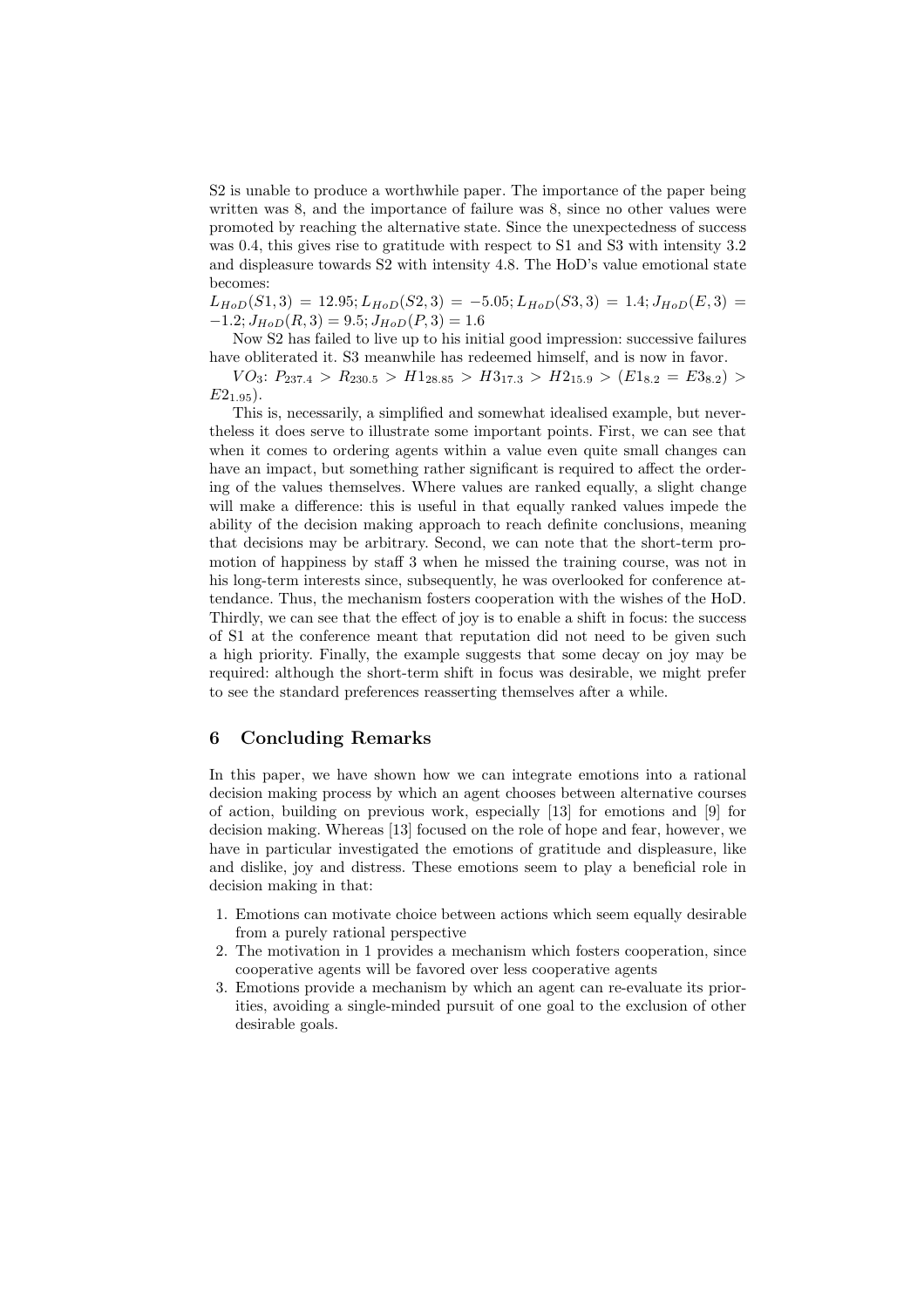S2 is unable to produce a worthwhile paper. The importance of the paper being written was 8, and the importance of failure was 8, since no other values were promoted by reaching the alternative state. Since the unexpectedness of success was 0.4, this gives rise to gratitude with respect to S1 and S3 with intensity 3.2 and displeasure towards S2 with intensity 4.8. The HoD's value emotional state becomes:

$L_{HoD}(S1, 3) = 12.95; L_{HoD}(S2, 3) = -5.05; L_{HoD}(S3, 3) = 1.4; J_{HoD}(E, 3) = -1.2; J_{HoD}(R, 3) = 9.5; J_{HoD}(P, 3) = 1.6$

Now S2 has failed to live up to his initial good impression: successive failures have obliterated it. S3 meanwhile has redeemed himself, and is now in favor.

$VO_3$: $P_{237.4} > R_{230.5} > H1_{28.85} > H3_{17.3} > H2_{15.9} > (E1_{8.2} = E3_{8.2}) > E2_{1.95})$.

This is, necessarily, a simplified and somewhat idealised example, but nevertheless it does serve to illustrate some important points. First, we can see that when it comes to ordering agents within a value even quite small changes can have an impact, but something rather significant is required to affect the ordering of the values themselves. Where values are ranked equally, a slight change will make a difference: this is useful in that equally ranked values impede the ability of the decision making approach to reach definite conclusions, meaning that decisions may be arbitrary. Second, we can note that the short-term promotion of happiness by staff 3 when he missed the training course, was not in his long-term interests since, subsequently, he was overlooked for conference attendance. Thus, the mechanism fosters cooperation with the wishes of the HoD. Thirdly, we can see that the effect of joy is to enable a shift in focus: the success of S1 at the conference meant that reputation did not need to be given such a high priority. Finally, the example suggests that some decay on joy may be required: although the short-term shift in focus was desirable, we might prefer to see the standard preferences reasserting themselves after a while.

## 6 Concluding Remarks

In this paper, we have shown how we can integrate emotions into a rational decision making process by which an agent chooses between alternative courses of action, building on previous work, especially [13] for emotions and [9] for decision making. Whereas [13] focused on the role of hope and fear, however, we have in particular investigated the emotions of gratitude and displeasure, like and dislike, joy and distress. These emotions seem to play a beneficial role in decision making in that:

1. Emotions can motivate choice between actions which seem equally desirable from a purely rational perspective
2. The motivation in 1 provides a mechanism which fosters cooperation, since cooperative agents will be favored over less cooperative agents
3. Emotions provide a mechanism by which an agent can re-evaluate its priorities, avoiding a single-minded pursuit of one goal to the exclusion of other desirable goals.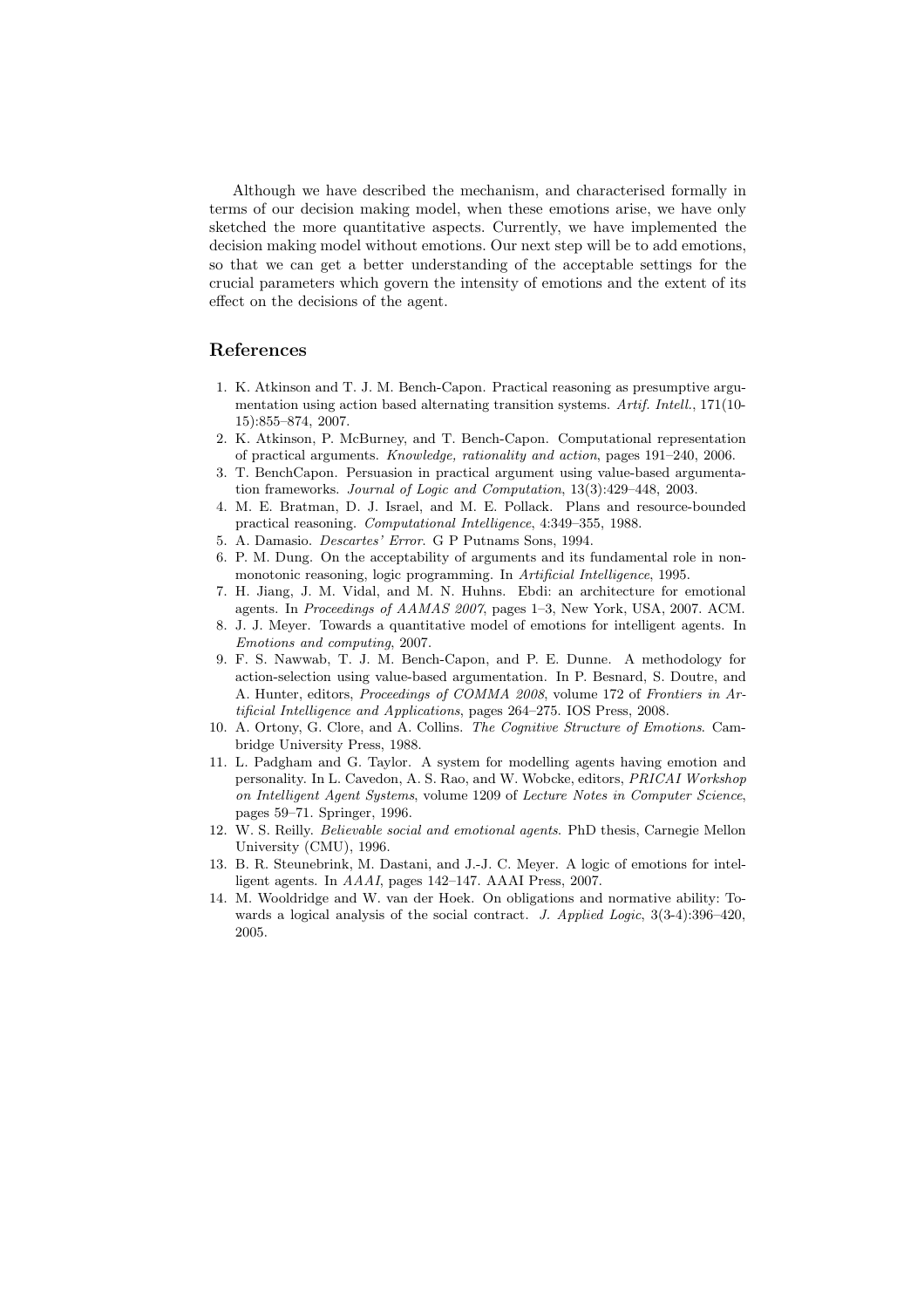Although we have described the mechanism, and characterised formally in terms of our decision making model, when these emotions arise, we have only sketched the more quantitative aspects. Currently, we have implemented the decision making model without emotions. Our next step will be to add emotions, so that we can get a better understanding of the acceptable settings for the crucial parameters which govern the intensity of emotions and the extent of its effect on the decisions of the agent.

## References

1. K. Atkinson and T. J. M. Bench-Capon. Practical reasoning as presumptive argumentation using action based alternating transition systems. *Artif. Intell.*, 171(10-15):855–874, 2007.
2. K. Atkinson, P. McBurney, and T. Bench-Capon. Computational representation of practical arguments. *Knowledge, rationality and action*, pages 191–240, 2006.
3. T. BenchCapon. Persuasion in practical argument using value-based argumentation frameworks. *Journal of Logic and Computation*, 13(3):429–448, 2003.
4. M. E. Bratman, D. J. Israel, and M. E. Pollack. Plans and resource-bounded practical reasoning. *Computational Intelligence*, 4:349–355, 1988.
5. A. Damasio. *Descartes' Error*. G P Putnams Sons, 1994.
6. P. M. Dung. On the acceptability of arguments and its fundamental role in non-monotonic reasoning, logic programming. In *Artificial Intelligence*, 1995.
7. H. Jiang, J. M. Vidal, and M. N. Huhns. Ebdi: an architecture for emotional agents. In *Proceedings of AAMAS 2007*, pages 1–3, New York, USA, 2007. ACM.
8. J. J. Meyer. Towards a quantitative model of emotions for intelligent agents. In *Emotions and computing*, 2007.
9. F. S. Nawwab, T. J. M. Bench-Capon, and P. E. Dunne. A methodology for action-selection using value-based argumentation. In P. Besnard, S. Doutre, and A. Hunter, editors, *Proceedings of COMMA 2008*, volume 172 of *Frontiers in Artificial Intelligence and Applications*, pages 264–275. IOS Press, 2008.
10. A. Ortony, G. Clore, and A. Collins. *The Cognitive Structure of Emotions*. Cambridge University Press, 1988.
11. L. Padgham and G. Taylor. A system for modelling agents having emotion and personality. In L. Cavedon, A. S. Rao, and W. Wobcke, editors, *PRICAI Workshop on Intelligent Agent Systems*, volume 1209 of *Lecture Notes in Computer Science*, pages 59–71. Springer, 1996.
12. W. S. Reilly. *Believable social and emotional agents*. PhD thesis, Carnegie Mellon University (CMU), 1996.
13. B. R. Steunebrink, M. Dastani, and J.-J. C. Meyer. A logic of emotions for intelligent agents. In *AAAI*, pages 142–147. AAAI Press, 2007.
14. M. Wooldridge and W. van der Hoek. On obligations and normative ability: Towards a logical analysis of the social contract. *J. Applied Logic*, 3(3-4):396–420, 2005.